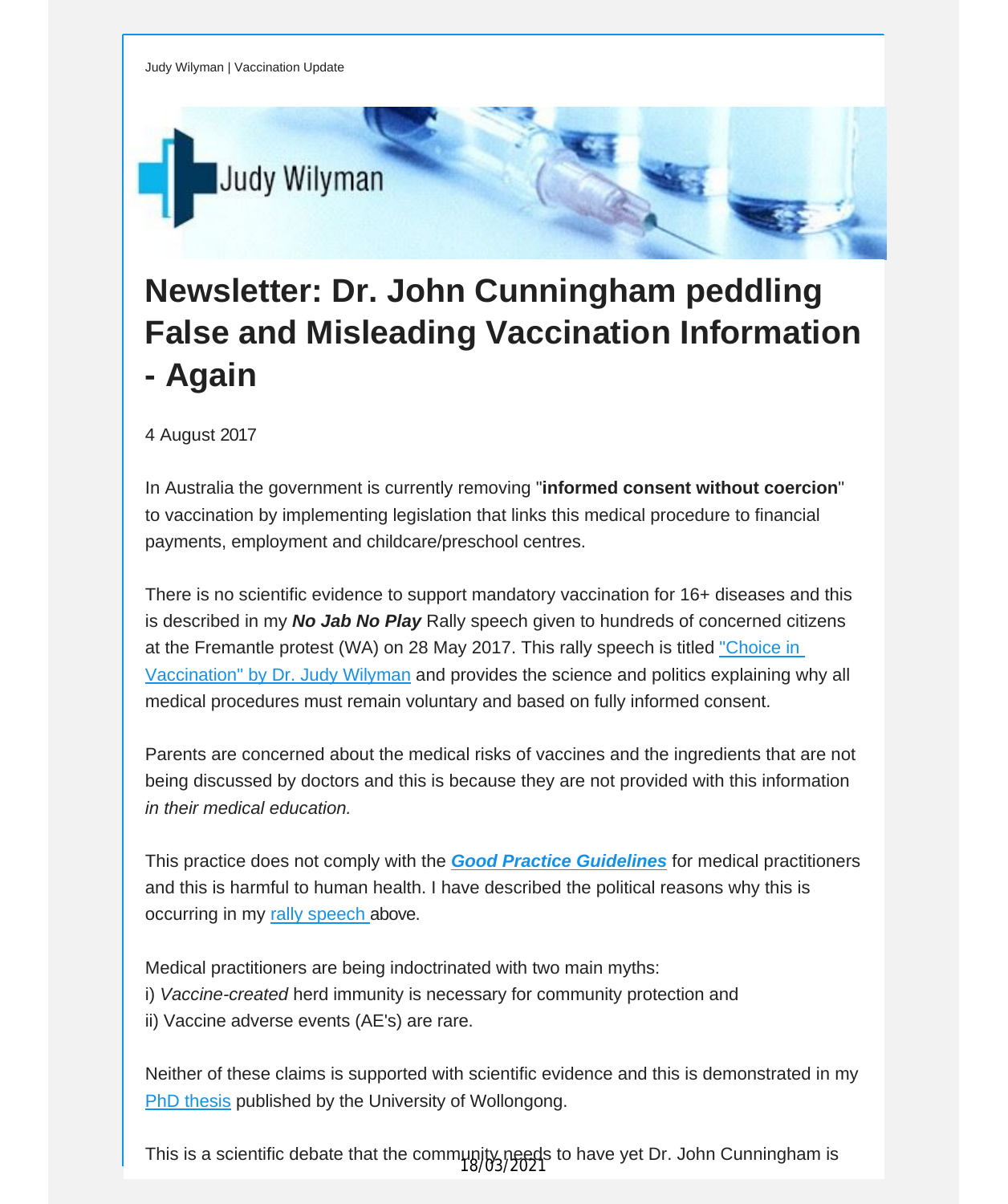Judy Wilyman | Vaccination Update

# Newsletter: Dr. John Cunningham peddling False and Misleading Vaccination Information - Again

4 August 2017

In Australia the government is currently removing "**informed consent without coercion**" to vaccination by implementing legislation that links this medical procedure to financial payments, employment and childcare/preschool centres.

There is no scientific evidence to support mandatory vaccination for 16+ diseases and this is described in my ***No Jab No Play*** Rally speech given to hundreds of concerned citizens at the Fremantle protest (WA) on 28 May 2017. This rally speech is titled "Choice in Vaccination" by Dr. Judy Wilyman and provides the science and politics explaining why all medical procedures must remain voluntary and based on fully informed consent.

Parents are concerned about the medical risks of vaccines and the ingredients that are not being discussed by doctors and this is because they are not provided with this information *in their medical education.*

This practice does not comply with the ***Good Practice Guidelines*** for medical practitioners and this is harmful to human health. I have described the political reasons why this is occurring in my rally speech above.

Medical practitioners are being indoctrinated with two main myths:
i) *Vaccine-created* herd immunity is necessary for community protection and
ii) Vaccine adverse events (AE's) are rare.

Neither of these claims is supported with scientific evidence and this is demonstrated in my PhD thesis published by the University of Wollongong.

This is a scientific debate that the community needs to have yet Dr. John Cunningham is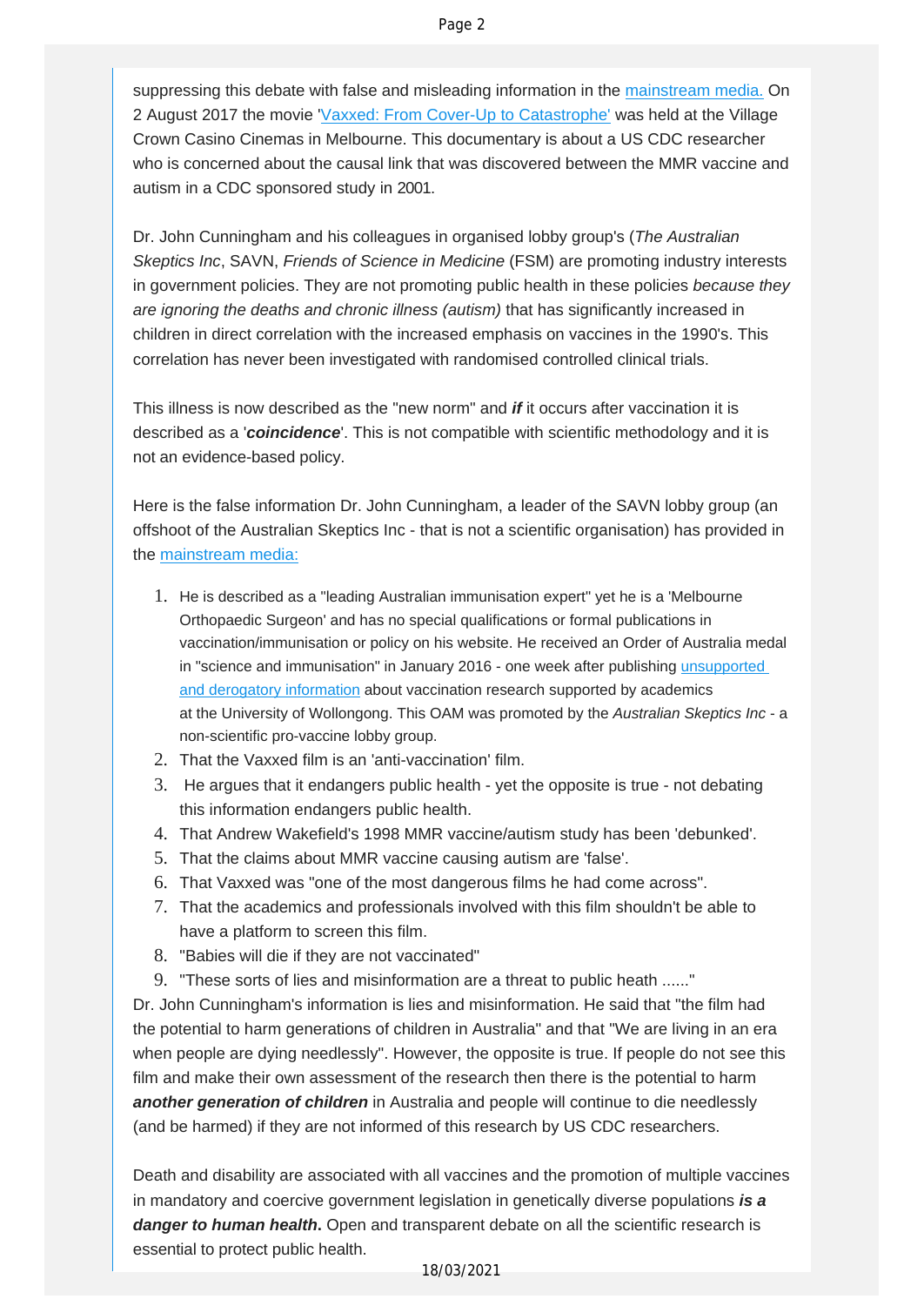suppressing this debate with false and misleading information in the [mainstream media.](#) On 2 August 2017 the movie '[Vaxxed: From Cover-Up to Catastrophe'](#) was held at the Village Crown Casino Cinemas in Melbourne. This documentary is about a US CDC researcher who is concerned about the causal link that was discovered between the MMR vaccine and autism in a CDC sponsored study in 2001.

Dr. John Cunningham and his colleagues in organised lobby group's (*The Australian Skeptics Inc*, SAVN, *Friends of Science in Medicine* (FSM) are promoting industry interests in government policies. They are not promoting public health in these policies *because they are ignoring the deaths and chronic illness (autism)* that has significantly increased in children in direct correlation with the increased emphasis on vaccines in the 1990's. This correlation has never been investigated with randomised controlled clinical trials.

This illness is now described as the "new norm" and ***if*** it occurs after vaccination it is described as a '***coincidence***'. This is not compatible with scientific methodology and it is not an evidence-based policy.

Here is the false information Dr. John Cunningham, a leader of the SAVN lobby group (an offshoot of the Australian Skeptics Inc - that is not a scientific organisation) has provided in the [mainstream media:](#)

1. He is described as a "leading Australian immunisation expert" yet he is a 'Melbourne Orthopaedic Surgeon' and has no special qualifications or formal publications in vaccination/immunisation or policy on his website. He received an Order of Australia medal in "science and immunisation" in January 2016 - one week after publishing [unsupported and derogatory information](#) about vaccination research supported by academics at the University of Wollongong. This OAM was promoted by the *Australian Skeptics Inc* - a non-scientific pro-vaccine lobby group.
2. That the Vaxxed film is an 'anti-vaccination' film.
3. He argues that it endangers public health - yet the opposite is true - not debating this information endangers public health.
4. That Andrew Wakefield's 1998 MMR vaccine/autism study has been 'debunked'.
5. That the claims about MMR vaccine causing autism are 'false'.
6. That Vaxxed was "one of the most dangerous films he had come across".
7. That the academics and professionals involved with this film shouldn't be able to have a platform to screen this film.
8. "Babies will die if they are not vaccinated"
9. "These sorts of lies and misinformation are a threat to public heath ......"

Dr. John Cunningham's information is lies and misinformation. He said that "the film had the potential to harm generations of children in Australia" and that "We are living in an era when people are dying needlessly". However, the opposite is true. If people do not see this film and make their own assessment of the research then there is the potential to harm ***another generation of children*** in Australia and people will continue to die needlessly (and be harmed) if they are not informed of this research by US CDC researchers.

Death and disability are associated with all vaccines and the promotion of multiple vaccines in mandatory and coercive government legislation in genetically diverse populations ***is a danger to human health.*** Open and transparent debate on all the scientific research is essential to protect public health.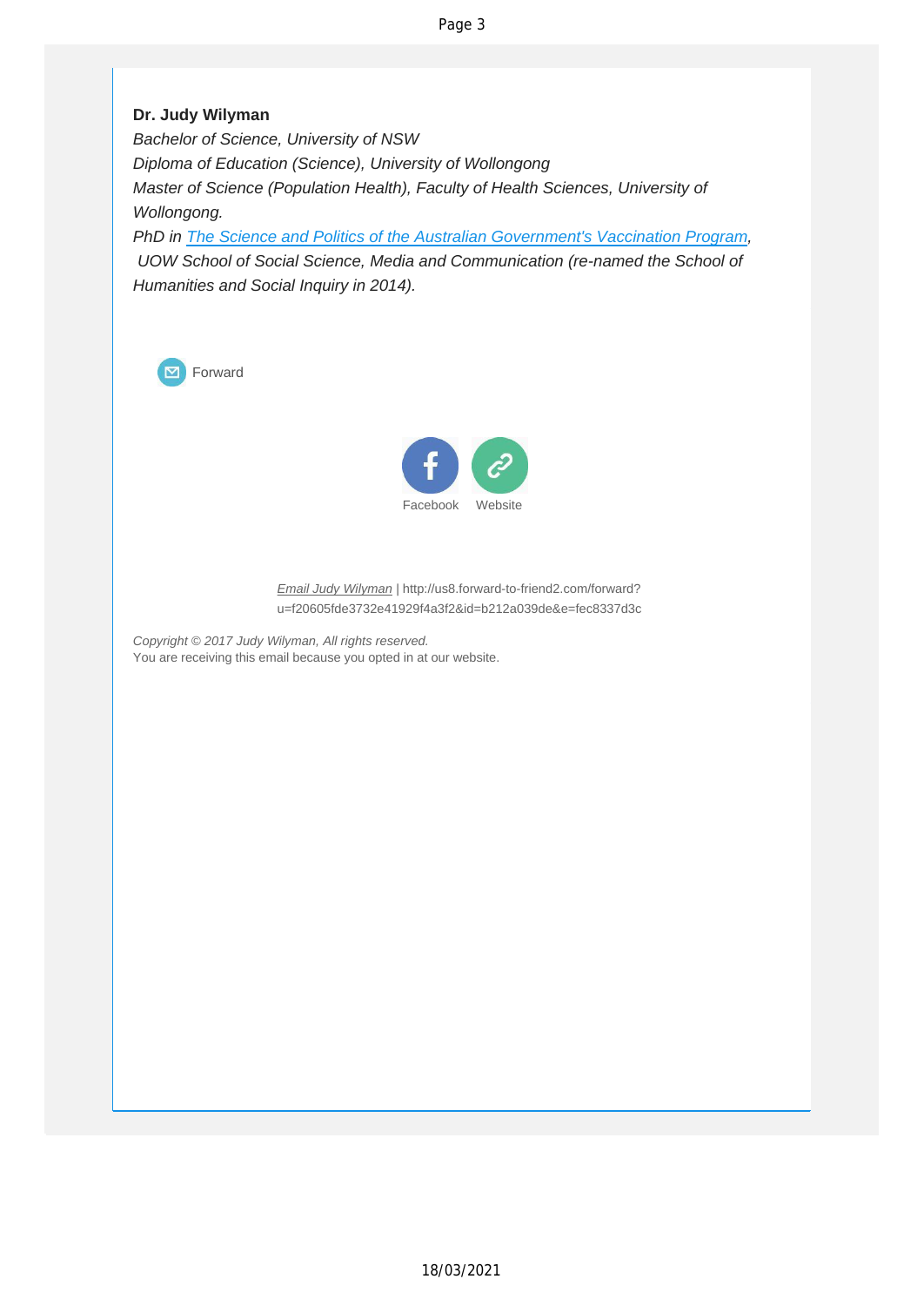**Dr. Judy Wilyman**

*Bachelor of Science, University of NSW*
*Diploma of Education (Science), University of Wollongong*
*Master of Science (Population Health), Faculty of Health Sciences, University of Wollongong.*
*PhD in The Science and Politics of the Australian Government's Vaccination Program, UOW School of Social Science, Media and Communication (re-named the School of Humanities and Social Inquiry in 2014).*

Forward

Facebook Website

*Email Judy Wilyman* | http://us8.forward-to-friend2.com/forward?u=f20605fde3732e41929f4a3f2&id=b212a039de&e=fec8337d3c

*Copyright © 2017 Judy Wilyman, All rights reserved.*
You are receiving this email because you opted in at our website.